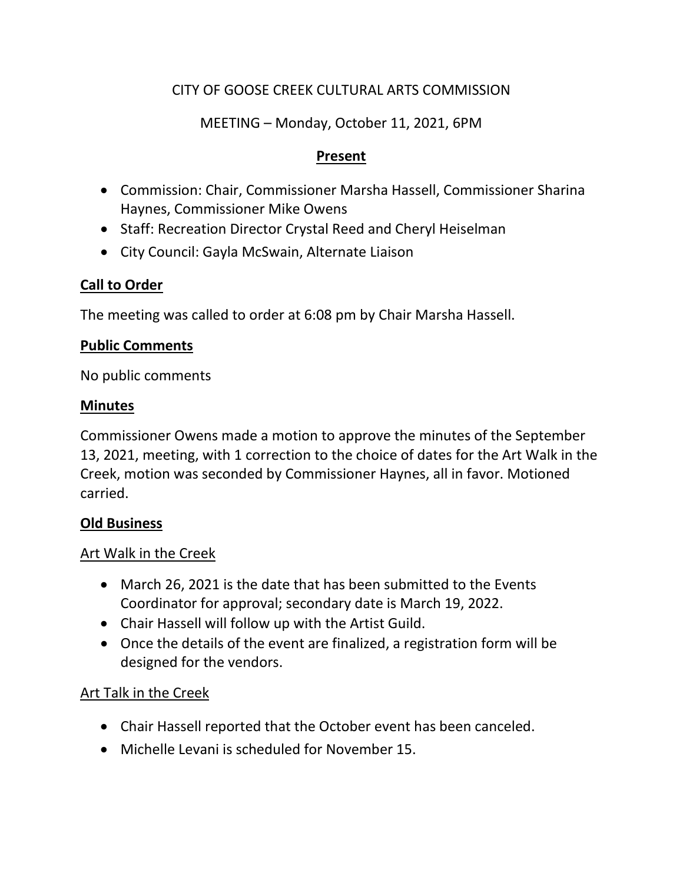CITY OF GOOSE CREEK CULTURAL ARTS COMMISSION

MEETING – Monday, October 11, 2021, 6PM

## Present

- Commission: Chair, Commissioner Marsha Hassell, Commissioner Sharina Haynes, Commissioner Mike Owens
- Staff: Recreation Director Crystal Reed and Cheryl Heiselman
- City Council: Gayla McSwain, Alternate Liaison

## Call to Order

The meeting was called to order at 6:08 pm by Chair Marsha Hassell.

## Public Comments

No public comments

## Minutes

Commissioner Owens made a motion to approve the minutes of the September 13, 2021, meeting, with 1 correction to the choice of dates for the Art Walk in the Creek, motion was seconded by Commissioner Haynes, all in favor. Motioned carried.

## Old Business

### Art Walk in the Creek

- March 26, 2021 is the date that has been submitted to the Events Coordinator for approval; secondary date is March 19, 2022.
- Chair Hassell will follow up with the Artist Guild.
- Once the details of the event are finalized, a registration form will be designed for the vendors.

### Art Talk in the Creek

- Chair Hassell reported that the October event has been canceled.
- Michelle Levani is scheduled for November 15.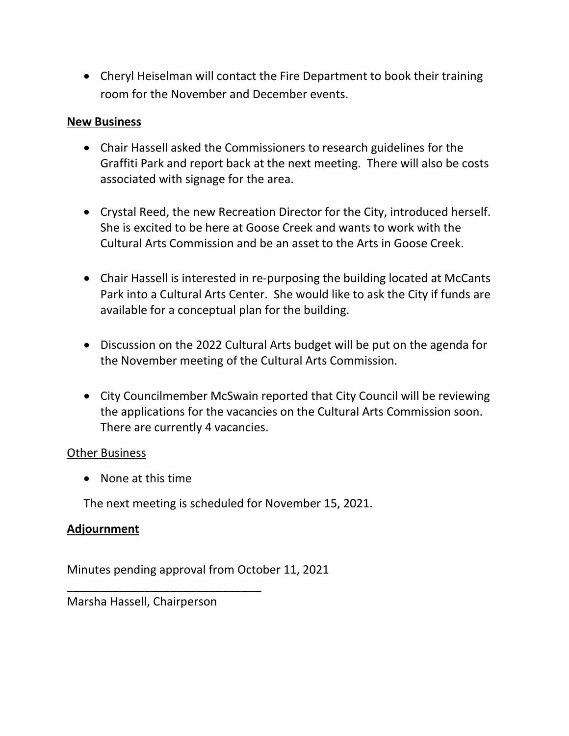- Cheryl Heiselman will contact the Fire Department to book their training room for the November and December events.

**New Business**

- Chair Hassell asked the Commissioners to research guidelines for the Graffiti Park and report back at the next meeting. There will also be costs associated with signage for the area.

- Crystal Reed, the new Recreation Director for the City, introduced herself. She is excited to be here at Goose Creek and wants to work with the Cultural Arts Commission and be an asset to the Arts in Goose Creek.

- Chair Hassell is interested in re-purposing the building located at McCants Park into a Cultural Arts Center. She would like to ask the City if funds are available for a conceptual plan for the building.

- Discussion on the 2022 Cultural Arts budget will be put on the agenda for the November meeting of the Cultural Arts Commission.

- City Councilmember McSwain reported that City Council will be reviewing the applications for the vacancies on the Cultural Arts Commission soon. There are currently 4 vacancies.

Other Business

- None at this time

The next meeting is scheduled for November 15, 2021.

**Adjournment**

Minutes pending approval from October 11, 2021

______________________________
Marsha Hassell, Chairperson